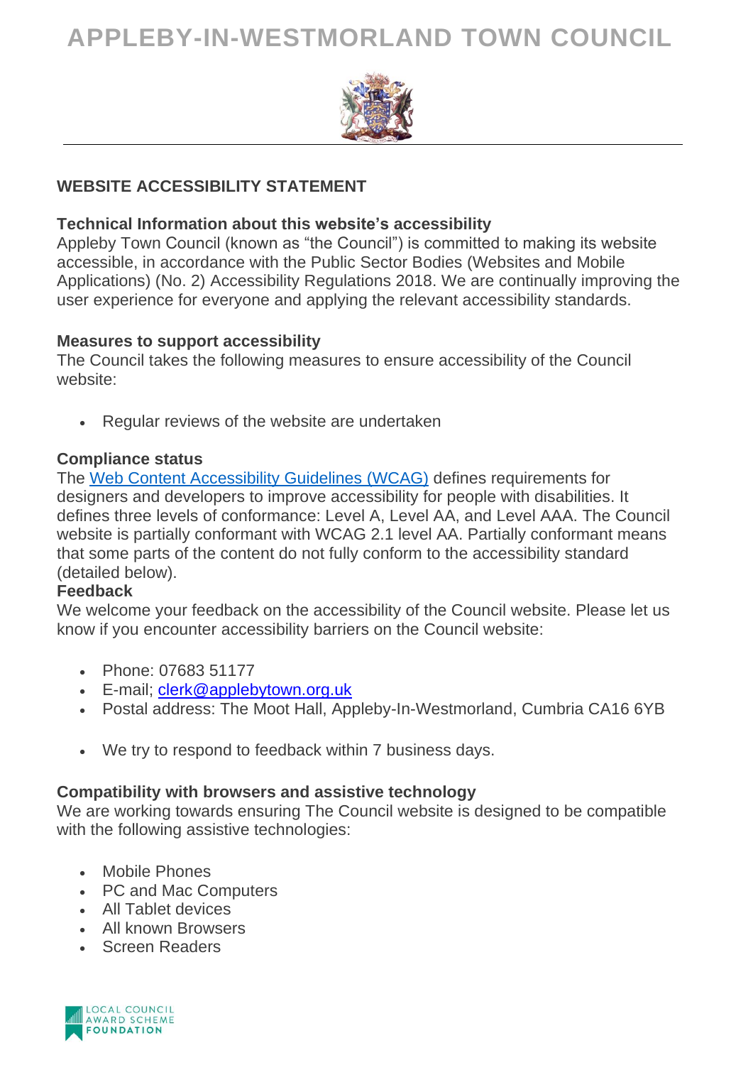# APPLEBY-IN-WESTMORLAND TOWN COUNCIL

## WEBSITE ACCESSIBILITY STATEMENT

**Technical Information about this website's accessibility**

Appleby Town Council (known as "the Council") is committed to making its website accessible, in accordance with the Public Sector Bodies (Websites and Mobile Applications) (No. 2) Accessibility Regulations 2018. We are continually improving the user experience for everyone and applying the relevant accessibility standards.

**Measures to support accessibility**

The Council takes the following measures to ensure accessibility of the Council website:

- Regular reviews of the website are undertaken

**Compliance status**

The [Web Content Accessibility Guidelines (WCAG)]() defines requirements for designers and developers to improve accessibility for people with disabilities. It defines three levels of conformance: Level A, Level AA, and Level AAA. The Council website is partially conformant with WCAG 2.1 level AA. Partially conformant means that some parts of the content do not fully conform to the accessibility standard (detailed below).

**Feedback**

We welcome your feedback on the accessibility of the Council website. Please let us know if you encounter accessibility barriers on the Council website:

- Phone: 07683 51177
- E-mail; [clerk@applebytown.org.uk](mailto:clerk@applebytown.org.uk)
- Postal address: The Moot Hall, Appleby-In-Westmorland, Cumbria CA16 6YB

- We try to respond to feedback within 7 business days.

**Compatibility with browsers and assistive technology**

We are working towards ensuring The Council website is designed to be compatible with the following assistive technologies:

- Mobile Phones
- PC and Mac Computers
- All Tablet devices
- All known Browsers
- Screen Readers

LOCAL COUNCIL AWARD SCHEME FOUNDATION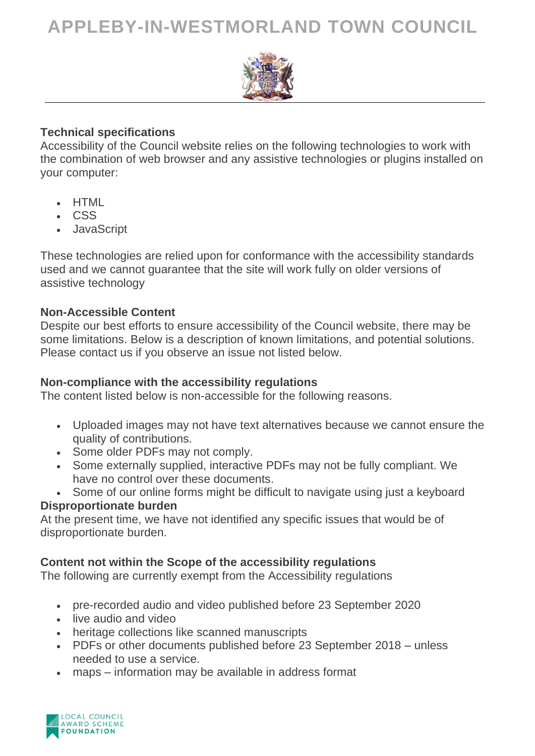### Technical specifications

Accessibility of the Council website relies on the following technologies to work with the combination of web browser and any assistive technologies or plugins installed on your computer:

- HTML
- CSS
- JavaScript

These technologies are relied upon for conformance with the accessibility standards used and we cannot guarantee that the site will work fully on older versions of assistive technology

### Non-Accessible Content

Despite our best efforts to ensure accessibility of the Council website, there may be some limitations. Below is a description of known limitations, and potential solutions. Please contact us if you observe an issue not listed below.

### Non-compliance with the accessibility regulations

The content listed below is non-accessible for the following reasons.

- Uploaded images may not have text alternatives because we cannot ensure the quality of contributions.
- Some older PDFs may not comply.
- Some externally supplied, interactive PDFs may not be fully compliant. We have no control over these documents.
- Some of our online forms might be difficult to navigate using just a keyboard

### Disproportionate burden

At the present time, we have not identified any specific issues that would be of disproportionate burden.

### Content not within the Scope of the accessibility regulations

The following are currently exempt from the Accessibility regulations

- pre-recorded audio and video published before 23 September 2020
- live audio and video
- heritage collections like scanned manuscripts
- PDFs or other documents published before 23 September 2018 – unless needed to use a service.
- maps – information may be available in address format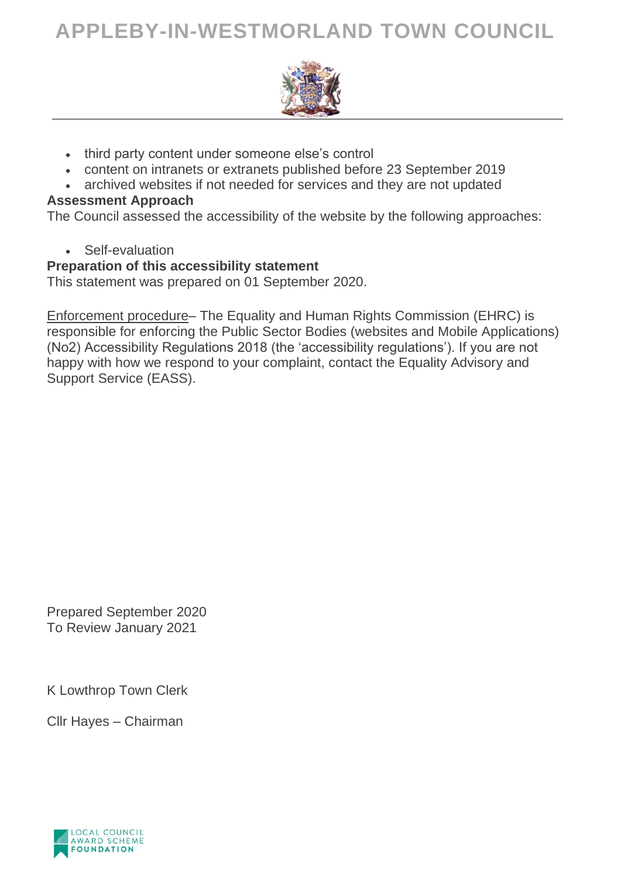- third party content under someone else's control
- content on intranets or extranets published before 23 September 2019
- archived websites if not needed for services and they are not updated

**Assessment Approach**

The Council assessed the accessibility of the website by the following approaches:

- Self-evaluation

**Preparation of this accessibility statement**

This statement was prepared on 01 September 2020.

Enforcement procedure– The Equality and Human Rights Commission (EHRC) is responsible for enforcing the Public Sector Bodies (websites and Mobile Applications) (No2) Accessibility Regulations 2018 (the 'accessibility regulations'). If you are not happy with how we respond to your complaint, contact the Equality Advisory and Support Service (EASS).

Prepared September 2020
To Review January 2021

K Lowthrop Town Clerk

Cllr Hayes – Chairman